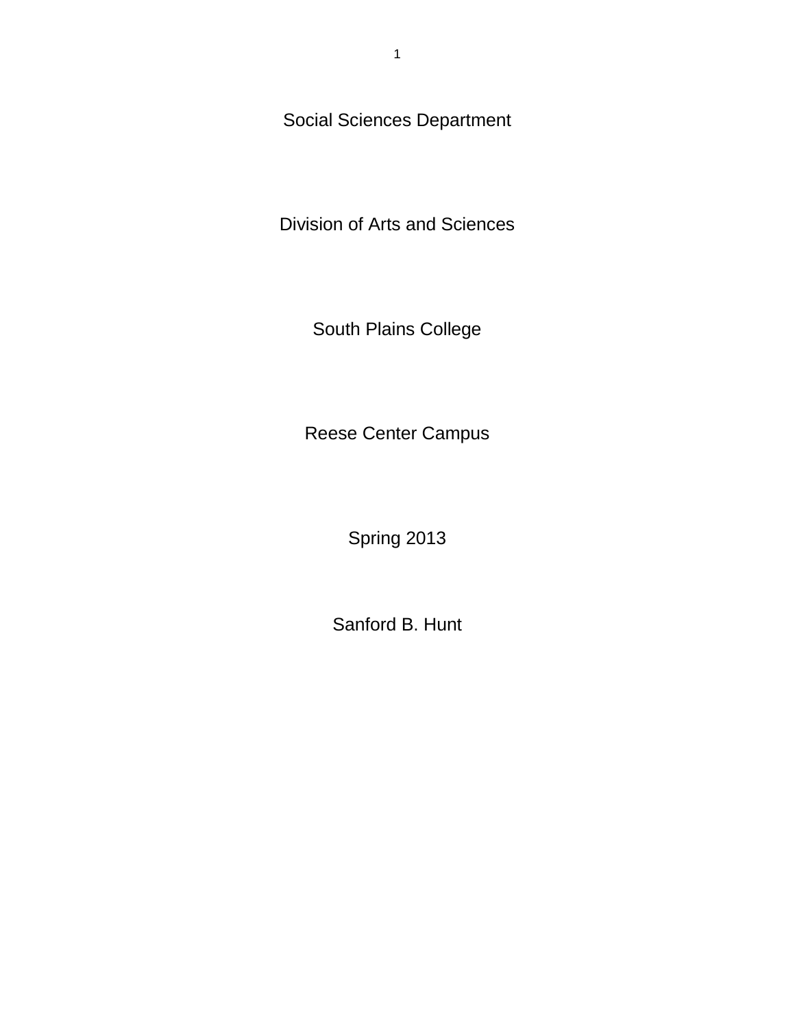Social Sciences Department

Division of Arts and Sciences

South Plains College

Reese Center Campus

Spring 2013

Sanford B. Hunt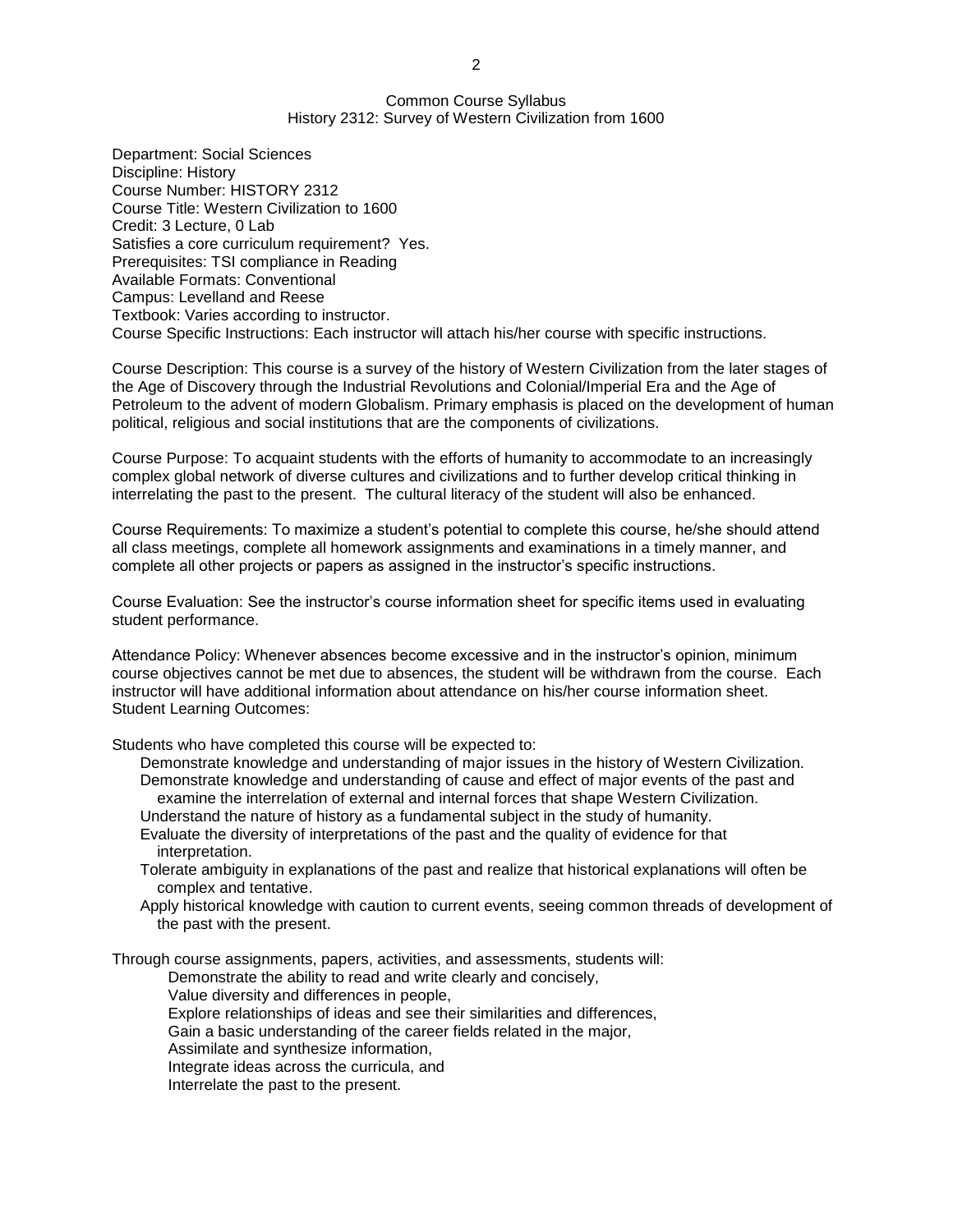# Common Course Syllabus
## History 2312: Survey of Western Civilization from 1600

Department: Social Sciences
Discipline: History
Course Number: HISTORY 2312
Course Title: Western Civilization to 1600
Credit: 3 Lecture, 0 Lab
Satisfies a core curriculum requirement? Yes.
Prerequisites: TSI compliance in Reading
Available Formats: Conventional
Campus: Levelland and Reese
Textbook: Varies according to instructor.
Course Specific Instructions: Each instructor will attach his/her course with specific instructions.

Course Description: This course is a survey of the history of Western Civilization from the later stages of the Age of Discovery through the Industrial Revolutions and Colonial/Imperial Era and the Age of Petroleum to the advent of modern Globalism. Primary emphasis is placed on the development of human political, religious and social institutions that are the components of civilizations.

Course Purpose: To acquaint students with the efforts of humanity to accommodate to an increasingly complex global network of diverse cultures and civilizations and to further develop critical thinking in interrelating the past to the present. The cultural literacy of the student will also be enhanced.

Course Requirements: To maximize a student's potential to complete this course, he/she should attend all class meetings, complete all homework assignments and examinations in a timely manner, and complete all other projects or papers as assigned in the instructor's specific instructions.

Course Evaluation: See the instructor's course information sheet for specific items used in evaluating student performance.

Attendance Policy: Whenever absences become excessive and in the instructor's opinion, minimum course objectives cannot be met due to absences, the student will be withdrawn from the course. Each instructor will have additional information about attendance on his/her course information sheet.
Student Learning Outcomes:

Students who have completed this course will be expected to:

- Demonstrate knowledge and understanding of major issues in the history of Western Civilization.
- Demonstrate knowledge and understanding of cause and effect of major events of the past and examine the interrelation of external and internal forces that shape Western Civilization.
- Understand the nature of history as a fundamental subject in the study of humanity.
- Evaluate the diversity of interpretations of the past and the quality of evidence for that interpretation.
- Tolerate ambiguity in explanations of the past and realize that historical explanations will often be complex and tentative.
- Apply historical knowledge with caution to current events, seeing common threads of development of the past with the present.

Through course assignments, papers, activities, and assessments, students will:

- Demonstrate the ability to read and write clearly and concisely,
- Value diversity and differences in people,
- Explore relationships of ideas and see their similarities and differences,
- Gain a basic understanding of the career fields related in the major,
- Assimilate and synthesize information,
- Integrate ideas across the curricula, and
- Interrelate the past to the present.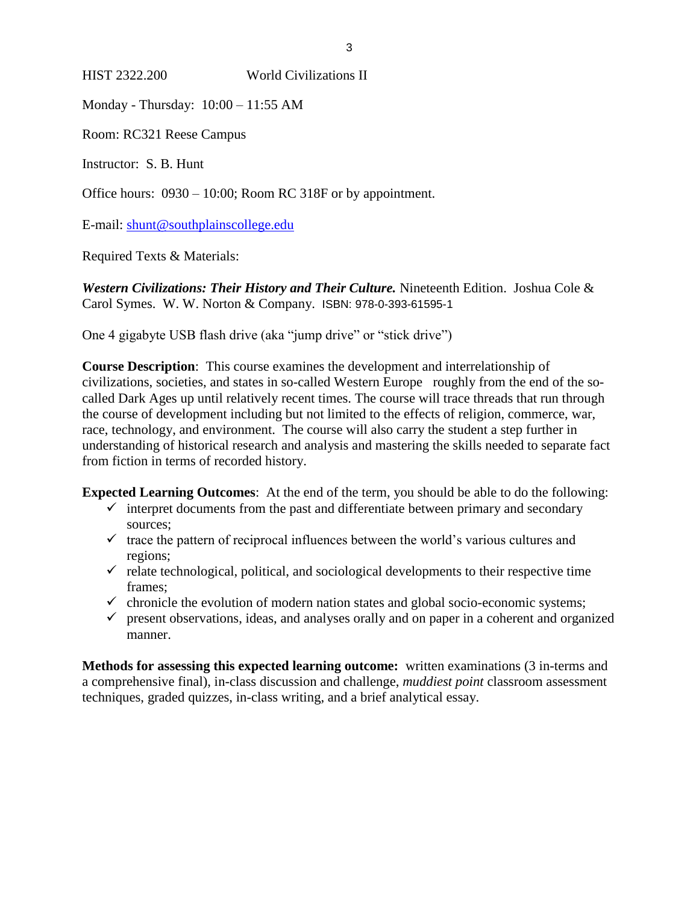HIST 2322.200 World Civilizations II

Monday - Thursday: 10:00 – 11:55 AM

Room: RC321 Reese Campus

Instructor: S. B. Hunt

Office hours: 0930 – 10:00; Room RC 318F or by appointment.

E-mail: shunt@southplainscollege.edu

Required Texts & Materials:

***Western Civilizations: Their History and Their Culture.*** Nineteenth Edition. Joshua Cole & Carol Symes. W. W. Norton & Company. ISBN: 978-0-393-61595-1

One 4 gigabyte USB flash drive (aka "jump drive" or "stick drive")

**Course Description**: This course examines the development and interrelationship of civilizations, societies, and states in so-called Western Europe roughly from the end of the so-called Dark Ages up until relatively recent times. The course will trace threads that run through the course of development including but not limited to the effects of religion, commerce, war, race, technology, and environment. The course will also carry the student a step further in understanding of historical research and analysis and mastering the skills needed to separate fact from fiction in terms of recorded history.

**Expected Learning Outcomes**: At the end of the term, you should be able to do the following:

- ✓ interpret documents from the past and differentiate between primary and secondary sources;
- ✓ trace the pattern of reciprocal influences between the world's various cultures and regions;
- ✓ relate technological, political, and sociological developments to their respective time frames;
- ✓ chronicle the evolution of modern nation states and global socio-economic systems;
- ✓ present observations, ideas, and analyses orally and on paper in a coherent and organized manner.

**Methods for assessing this expected learning outcome:** written examinations (3 in-terms and a comprehensive final), in-class discussion and challenge, *muddiest point* classroom assessment techniques, graded quizzes, in-class writing, and a brief analytical essay.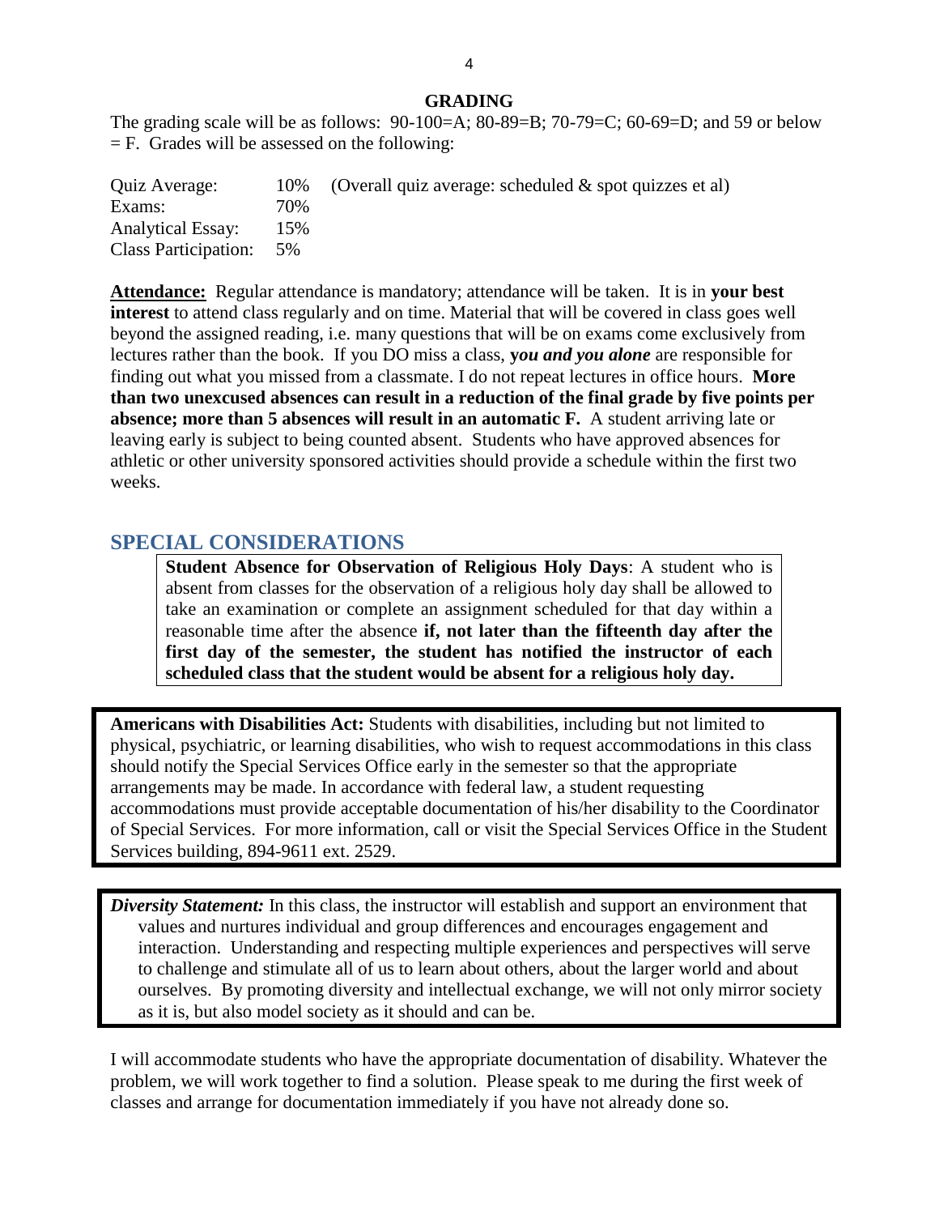## GRADING

The grading scale will be as follows: 90-100=A; 80-89=B; 70-79=C; 60-69=D; and 59 or below = F. Grades will be assessed on the following:

| | | |
|---|---|---|
| Quiz Average: | 10% | (Overall quiz average: scheduled & spot quizzes et al) |
| Exams: | 70% | |
| Analytical Essay: | 15% | |
| Class Participation: | 5% | |

**Attendance:** Regular attendance is mandatory; attendance will be taken. It is in **your best interest** to attend class regularly and on time. Material that will be covered in class goes well beyond the assigned reading, i.e. many questions that will be on exams come exclusively from lectures rather than the book. If you DO miss a class, **y*ou and you alone*** are responsible for finding out what you missed from a classmate. I do not repeat lectures in office hours. **More than two unexcused absences can result in a reduction of the final grade by five points per absence; more than 5 absences will result in an automatic F.** A student arriving late or leaving early is subject to being counted absent. Students who have approved absences for athletic or other university sponsored activities should provide a schedule within the first two weeks.

## SPECIAL CONSIDERATIONS

**Student Absence for Observation of Religious Holy Days**: A student who is absent from classes for the observation of a religious holy day shall be allowed to take an examination or complete an assignment scheduled for that day within a reasonable time after the absence **if, not later than the fifteenth day after the first day of the semester, the student has notified the instructor of each scheduled class that the student would be absent for a religious holy day.**

**Americans with Disabilities Act:** Students with disabilities, including but not limited to physical, psychiatric, or learning disabilities, who wish to request accommodations in this class should notify the Special Services Office early in the semester so that the appropriate arrangements may be made. In accordance with federal law, a student requesting accommodations must provide acceptable documentation of his/her disability to the Coordinator of Special Services. For more information, call or visit the Special Services Office in the Student Services building, 894-9611 ext. 2529.

***Diversity Statement:*** In this class, the instructor will establish and support an environment that values and nurtures individual and group differences and encourages engagement and interaction. Understanding and respecting multiple experiences and perspectives will serve to challenge and stimulate all of us to learn about others, about the larger world and about ourselves. By promoting diversity and intellectual exchange, we will not only mirror society as it is, but also model society as it should and can be.

I will accommodate students who have the appropriate documentation of disability. Whatever the problem, we will work together to find a solution. Please speak to me during the first week of classes and arrange for documentation immediately if you have not already done so.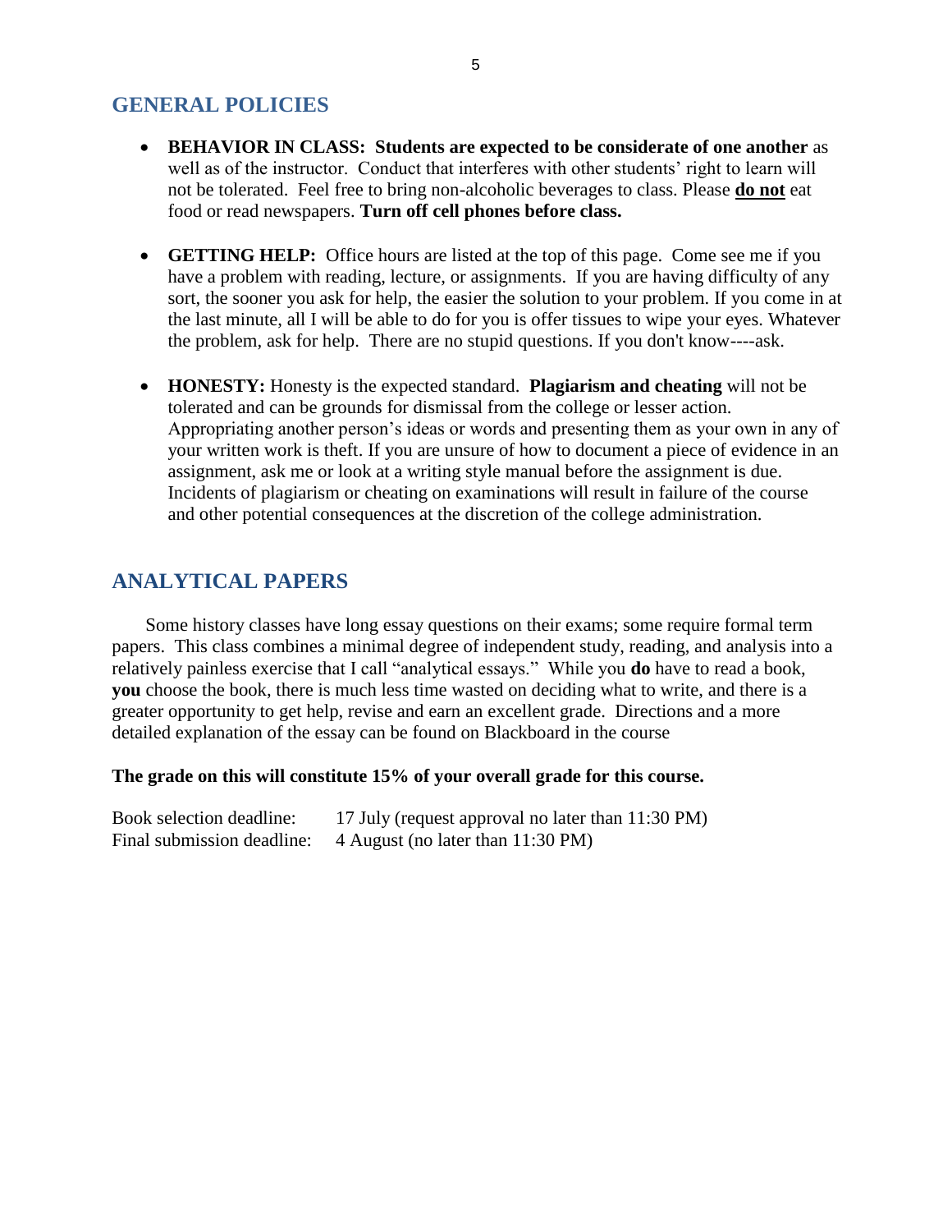## GENERAL POLICIES

- **BEHAVIOR IN CLASS: Students are expected to be considerate of one another** as well as of the instructor. Conduct that interferes with other students' right to learn will not be tolerated. Feel free to bring non-alcoholic beverages to class. Please **do not** eat food or read newspapers. **Turn off cell phones before class.**

- **GETTING HELP:** Office hours are listed at the top of this page. Come see me if you have a problem with reading, lecture, or assignments. If you are having difficulty of any sort, the sooner you ask for help, the easier the solution to your problem. If you come in at the last minute, all I will be able to do for you is offer tissues to wipe your eyes. Whatever the problem, ask for help. There are no stupid questions. If you don't know----ask.

- **HONESTY:** Honesty is the expected standard. **Plagiarism and cheating** will not be tolerated and can be grounds for dismissal from the college or lesser action. Appropriating another person's ideas or words and presenting them as your own in any of your written work is theft. If you are unsure of how to document a piece of evidence in an assignment, ask me or look at a writing style manual before the assignment is due. Incidents of plagiarism or cheating on examinations will result in failure of the course and other potential consequences at the discretion of the college administration.

## ANALYTICAL PAPERS

Some history classes have long essay questions on their exams; some require formal term papers. This class combines a minimal degree of independent study, reading, and analysis into a relatively painless exercise that I call "analytical essays." While you **do** have to read a book, **you** choose the book, there is much less time wasted on deciding what to write, and there is a greater opportunity to get help, revise and earn an excellent grade. Directions and a more detailed explanation of the essay can be found on Blackboard in the course

**The grade on this will constitute 15% of your overall grade for this course.**

Book selection deadline: 17 July (request approval no later than 11:30 PM)
Final submission deadline: 4 August (no later than 11:30 PM)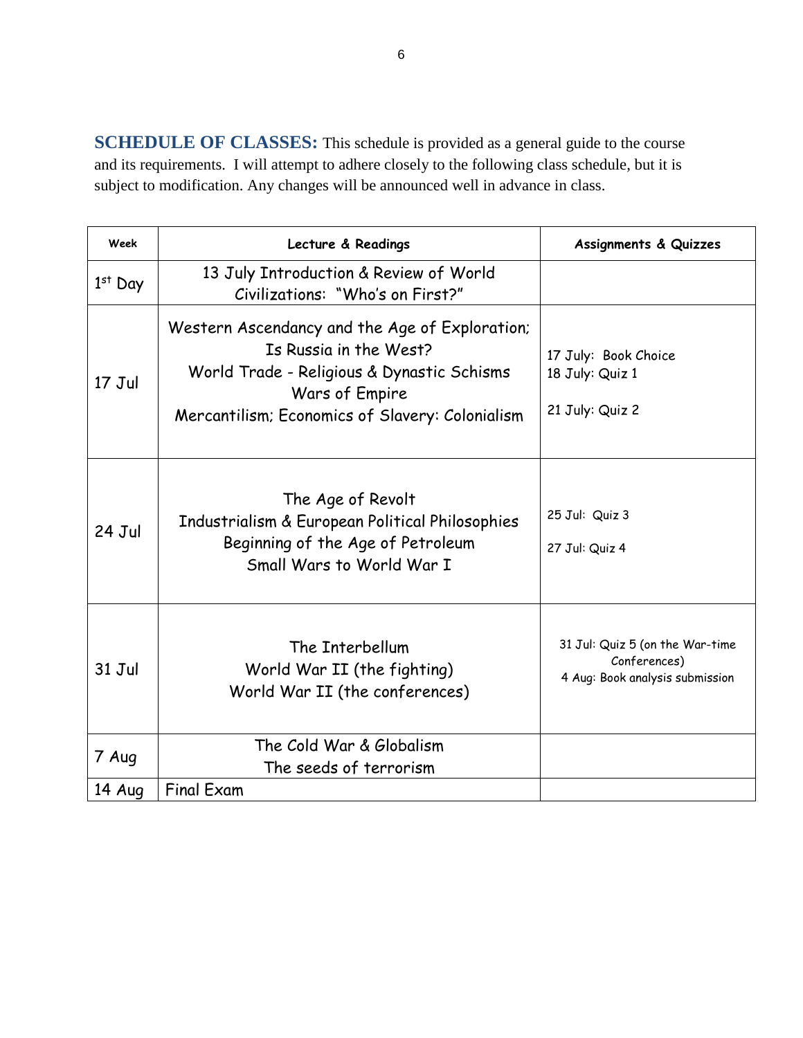**SCHEDULE OF CLASSES:** This schedule is provided as a general guide to the course and its requirements. I will attempt to adhere closely to the following class schedule, but it is subject to modification. Any changes will be announced well in advance in class.

| Week | Lecture & Readings | Assignments & Quizzes |
|---|---|---|
| 1st Day | 13 July Introduction & Review of World Civilizations: "Who's on First?" | |
| 17 Jul | Western Ascendancy and the Age of Exploration; Is Russia in the West?<br>World Trade - Religious & Dynastic Schisms<br>Wars of Empire<br>Mercantilism; Economics of Slavery: Colonialism | 17 July: Book Choice<br>18 July: Quiz 1<br>21 July: Quiz 2 |
| 24 Jul | The Age of Revolt<br>Industrialism & European Political Philosophies<br>Beginning of the Age of Petroleum<br>Small Wars to World War I | 25 Jul: Quiz 3<br>27 Jul: Quiz 4 |
| 31 Jul | The Interbellum<br>World War II (the fighting)<br>World War II (the conferences) | 31 Jul: Quiz 5 (on the War-time Conferences)<br>4 Aug: Book analysis submission |
| 7 Aug | The Cold War & Globalism<br>The seeds of terrorism | |
| 14 Aug | Final Exam | |